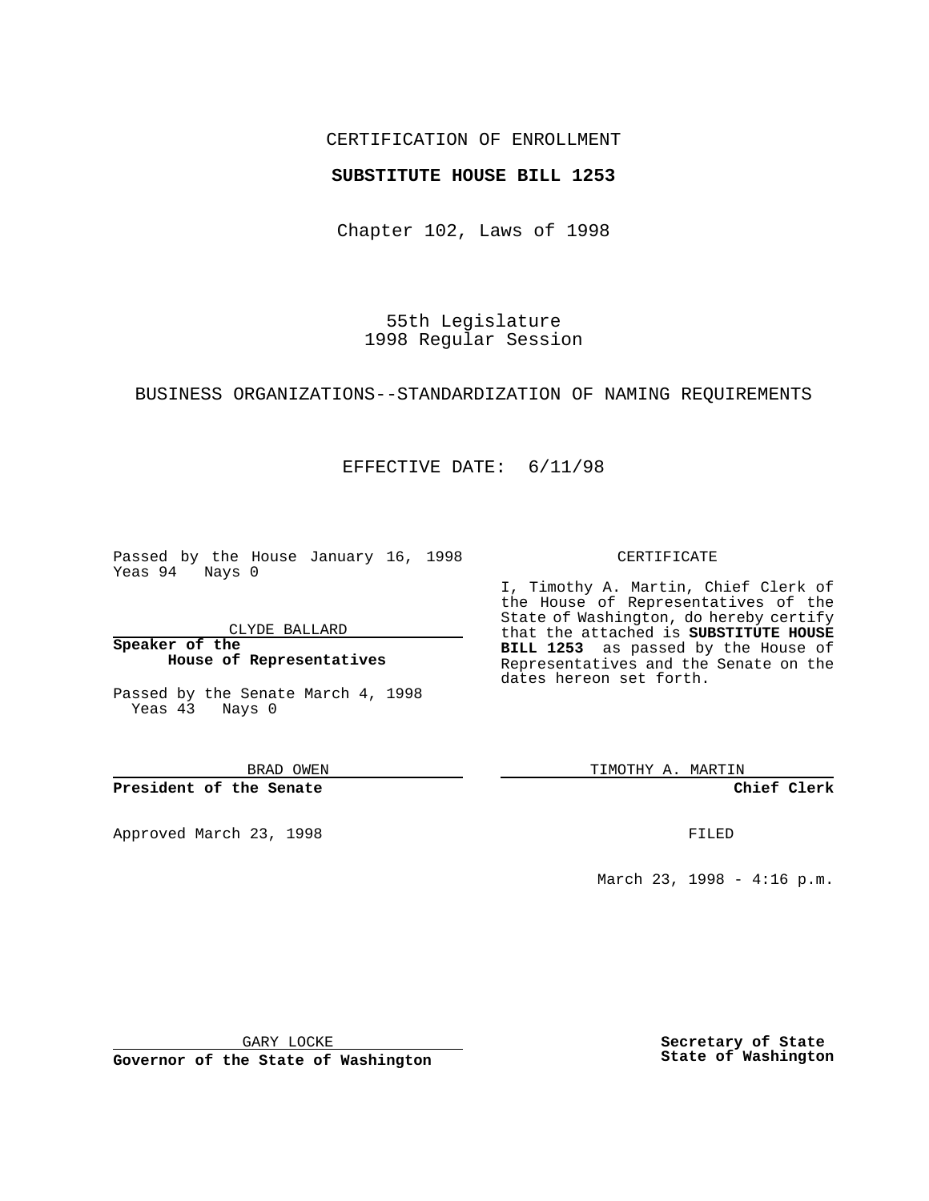CERTIFICATION OF ENROLLMENT

**SUBSTITUTE HOUSE BILL 1253**

Chapter 102, Laws of 1998

55th Legislature
1998 Regular Session

BUSINESS ORGANIZATIONS--STANDARDIZATION OF NAMING REQUIREMENTS

EFFECTIVE DATE: 6/11/98

Passed by the House January 16, 1998
Yeas 94 Nays 0

CLYDE BALLARD

**Speaker of the House of Representatives**

Passed by the Senate March 4, 1998
Yeas 43 Nays 0

BRAD OWEN

**President of the Senate**

Approved March 23, 1998

GARY LOCKE

**Governor of the State of Washington**

CERTIFICATE

I, Timothy A. Martin, Chief Clerk of the House of Representatives of the State of Washington, do hereby certify that the attached is **SUBSTITUTE HOUSE BILL 1253** as passed by the House of Representatives and the Senate on the dates hereon set forth.

TIMOTHY A. MARTIN

**Chief Clerk**

FILED

March 23, 1998 - 4:16 p.m.

**Secretary of State State of Washington**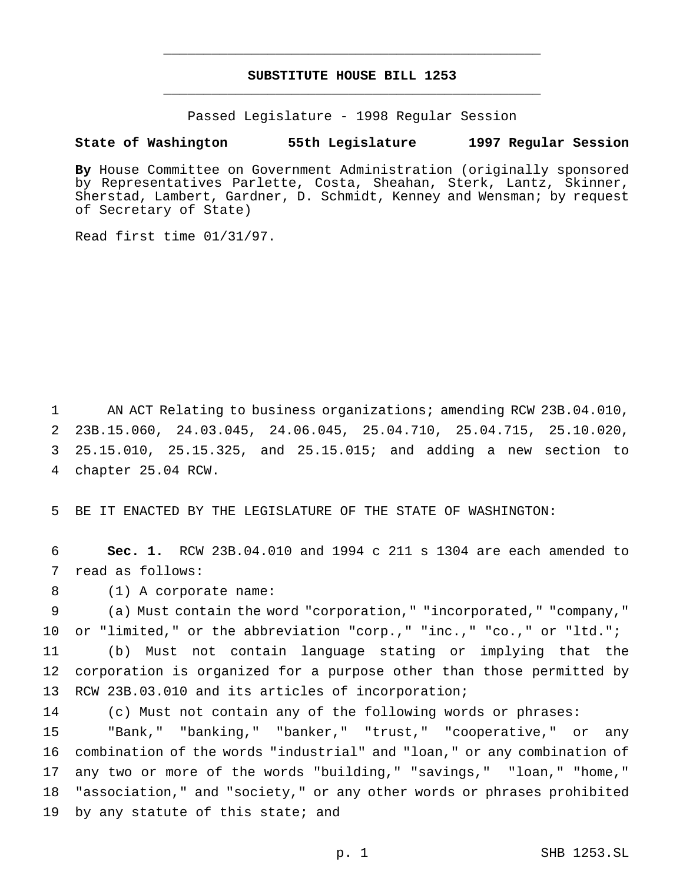# SUBSTITUTE HOUSE BILL 1253

Passed Legislature - 1998 Regular Session

**State of Washington 55th Legislature 1997 Regular Session**

**By** House Committee on Government Administration (originally sponsored by Representatives Parlette, Costa, Sheahan, Sterk, Lantz, Skinner, Sherstad, Lambert, Gardner, D. Schmidt, Kenney and Wensman; by request of Secretary of State)

Read first time 01/31/97.

AN ACT Relating to business organizations; amending RCW 23B.04.010, 23B.15.060, 24.03.045, 24.06.045, 25.04.710, 25.04.715, 25.10.020, 25.15.010, 25.15.325, and 25.15.015; and adding a new section to chapter 25.04 RCW.

BE IT ENACTED BY THE LEGISLATURE OF THE STATE OF WASHINGTON:

**Sec. 1.** RCW 23B.04.010 and 1994 c 211 s 1304 are each amended to read as follows:

(1) A corporate name:

(a) Must contain the word "corporation," "incorporated," "company," or "limited," or the abbreviation "corp.," "inc.," "co.," or "ltd.";

(b) Must not contain language stating or implying that the corporation is organized for a purpose other than those permitted by RCW 23B.03.010 and its articles of incorporation;

(c) Must not contain any of the following words or phrases:

"Bank," "banking," "banker," "trust," "cooperative," or any combination of the words "industrial" and "loan," or any combination of any two or more of the words "building," "savings," "loan," "home," "association," and "society," or any other words or phrases prohibited by any statute of this state; and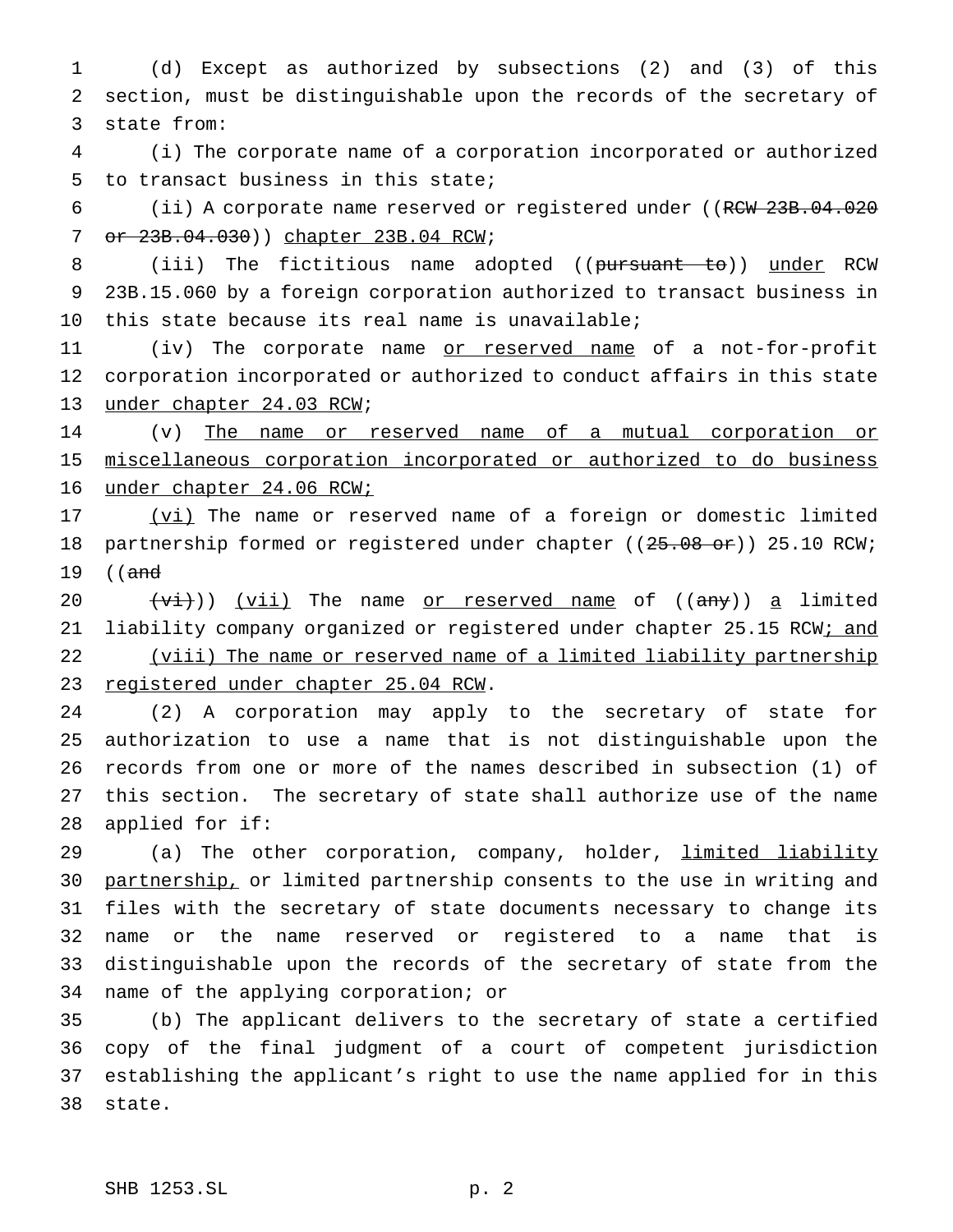(d) Except as authorized by subsections (2) and (3) of this section, must be distinguishable upon the records of the secretary of state from:

(i) The corporate name of a corporation incorporated or authorized to transact business in this state;

(ii) A corporate name reserved or registered under ((~~RCW 23B.04.020 or 23B.04.030~~)) <u>chapter 23B.04 RCW</u>;

(iii) The fictitious name adopted ((~~pursuant to~~)) <u>under</u> RCW 23B.15.060 by a foreign corporation authorized to transact business in this state because its real name is unavailable;

(iv) The corporate name <u>or reserved name</u> of a not-for-profit corporation incorporated or authorized to conduct affairs in this state <u>under chapter 24.03 RCW</u>;

(v) <u>The name or reserved name of a mutual corporation or miscellaneous corporation incorporated or authorized to do business under chapter 24.06 RCW;</u>

<u>(vi)</u> The name or reserved name of a foreign or domestic limited partnership formed or registered under chapter ((~~25.08 or~~)) 25.10 RCW; ((~~and~~

~~(vi)~~)) <u>(vii)</u> The name <u>or reserved name</u> of ((~~any~~)) <u>a</u> limited liability company organized or registered under chapter 25.15 RCW<u>; and</u>

<u>(viii) The name or reserved name of a limited liability partnership registered under chapter 25.04 RCW</u>.

(2) A corporation may apply to the secretary of state for authorization to use a name that is not distinguishable upon the records from one or more of the names described in subsection (1) of this section. The secretary of state shall authorize use of the name applied for if:

(a) The other corporation, company, holder, <u>limited liability partnership,</u> or limited partnership consents to the use in writing and files with the secretary of state documents necessary to change its name or the name reserved or registered to a name that is distinguishable upon the records of the secretary of state from the name of the applying corporation; or

(b) The applicant delivers to the secretary of state a certified copy of the final judgment of a court of competent jurisdiction establishing the applicant's right to use the name applied for in this state.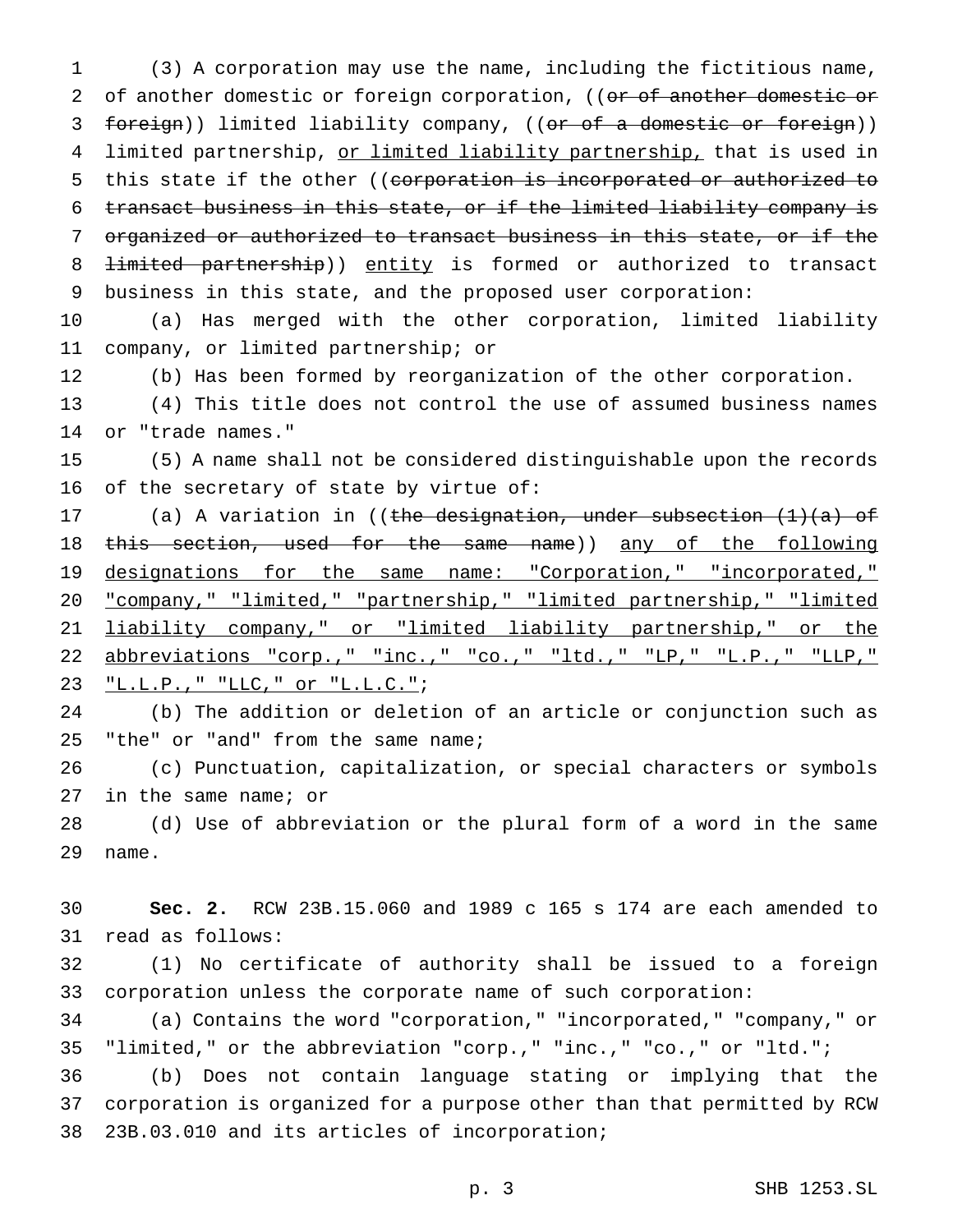(3) A corporation may use the name, including the fictitious name, of another domestic or foreign corporation, ((~~or of another domestic or foreign~~)) limited liability company, ((~~or of a domestic or foreign~~)) limited partnership, <u>or limited liability partnership,</u> that is used in this state if the other ((~~corporation is incorporated or authorized to transact business in this state, or if the limited liability company is organized or authorized to transact business in this state, or if the limited partnership~~)) <u>entity</u> is formed or authorized to transact business in this state, and the proposed user corporation:

(a) Has merged with the other corporation, limited liability company, or limited partnership; or

(b) Has been formed by reorganization of the other corporation.

(4) This title does not control the use of assumed business names or "trade names."

(5) A name shall not be considered distinguishable upon the records of the secretary of state by virtue of:

(a) A variation in ((~~the designation, under subsection (1)(a) of this section, used for the same name~~)) <u>any of the following designations for the same name: "Corporation," "incorporated," "company," "limited," "partnership," "limited partnership," "limited liability company," or "limited liability partnership," or the abbreviations "corp.," "inc.," "co.," "ltd.," "LP," "L.P.," "LLP," "L.L.P.," "LLC," or "L.L.C."</u>;

(b) The addition or deletion of an article or conjunction such as "the" or "and" from the same name;

(c) Punctuation, capitalization, or special characters or symbols in the same name; or

(d) Use of abbreviation or the plural form of a word in the same name.

**Sec. 2.** RCW 23B.15.060 and 1989 c 165 s 174 are each amended to read as follows:

(1) No certificate of authority shall be issued to a foreign corporation unless the corporate name of such corporation:

(a) Contains the word "corporation," "incorporated," "company," or "limited," or the abbreviation "corp.," "inc.," "co.," or "ltd.";

(b) Does not contain language stating or implying that the corporation is organized for a purpose other than that permitted by RCW 23B.03.010 and its articles of incorporation;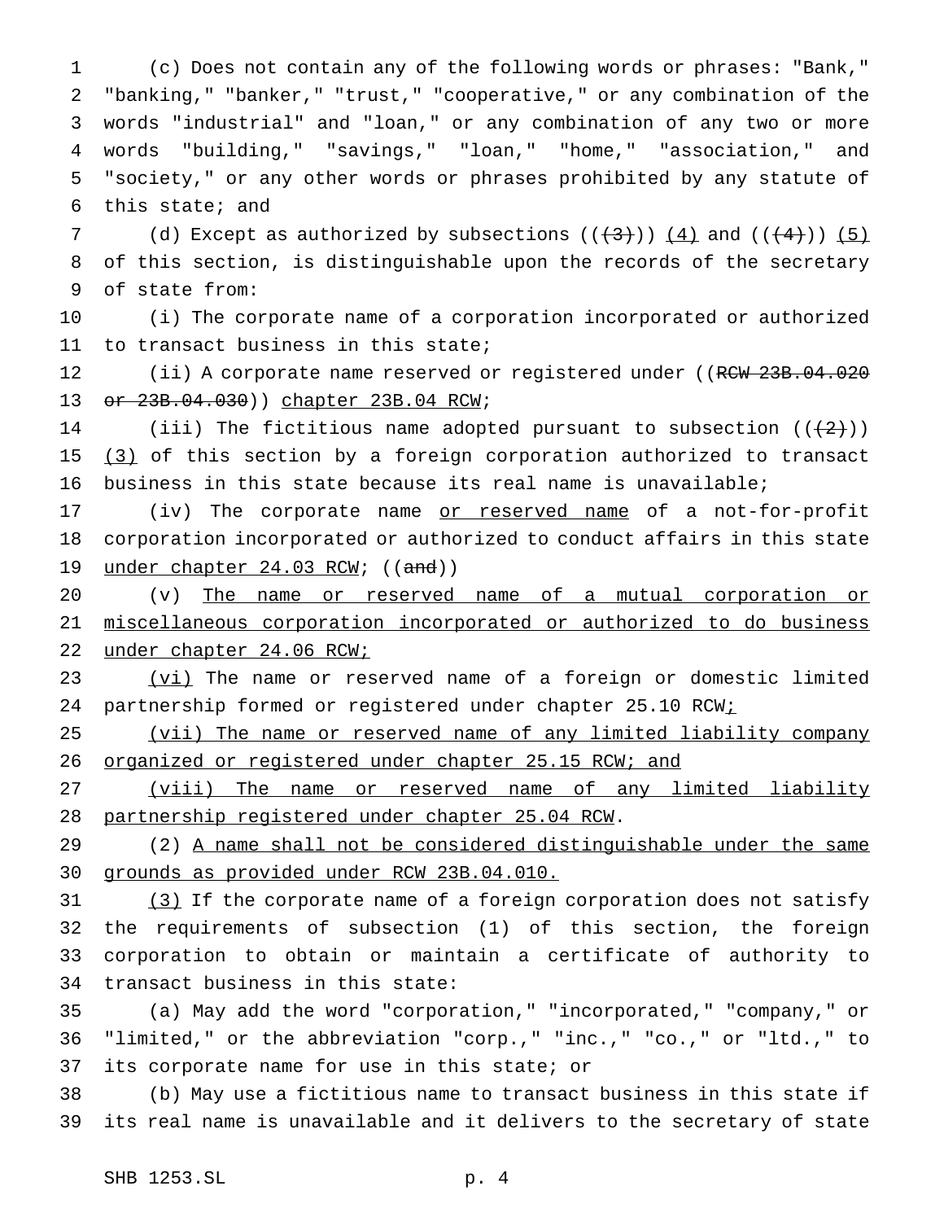(c) Does not contain any of the following words or phrases: "Bank," "banking," "banker," "trust," "cooperative," or any combination of the words "industrial" and "loan," or any combination of any two or more words "building," "savings," "loan," "home," "association," and "society," or any other words or phrases prohibited by any statute of this state; and

(d) Except as authorized by subsections ((~~(3)~~)) <u>(4)</u> and ((~~(4)~~)) <u>(5)</u> of this section, is distinguishable upon the records of the secretary of state from:

(i) The corporate name of a corporation incorporated or authorized to transact business in this state;

(ii) A corporate name reserved or registered under ((~~RCW 23B.04.020 or 23B.04.030~~)) <u>chapter 23B.04 RCW</u>;

(iii) The fictitious name adopted pursuant to subsection ((~~(2)~~)) <u>(3)</u> of this section by a foreign corporation authorized to transact business in this state because its real name is unavailable;

(iv) The corporate name <u>or reserved name</u> of a not-for-profit corporation incorporated or authorized to conduct affairs in this state <u>under chapter 24.03 RCW</u>; ((~~and~~))

(v) <u>The name or reserved name of a mutual corporation or miscellaneous corporation incorporated or authorized to do business under chapter 24.06 RCW;</u>

<u>(vi)</u> The name or reserved name of a foreign or domestic limited partnership formed or registered under chapter 25.10 RCW<u>;</u>

<u>(vii) The name or reserved name of any limited liability company organized or registered under chapter 25.15 RCW; and</u>

<u>(viii) The name or reserved name of any limited liability partnership registered under chapter 25.04 RCW</u>.

(2) <u>A name shall not be considered distinguishable under the same grounds as provided under RCW 23B.04.010.</u>

<u>(3)</u> If the corporate name of a foreign corporation does not satisfy the requirements of subsection (1) of this section, the foreign corporation to obtain or maintain a certificate of authority to transact business in this state:

(a) May add the word "corporation," "incorporated," "company," or "limited," or the abbreviation "corp.," "inc.," "co.," or "ltd.," to its corporate name for use in this state; or

(b) May use a fictitious name to transact business in this state if its real name is unavailable and it delivers to the secretary of state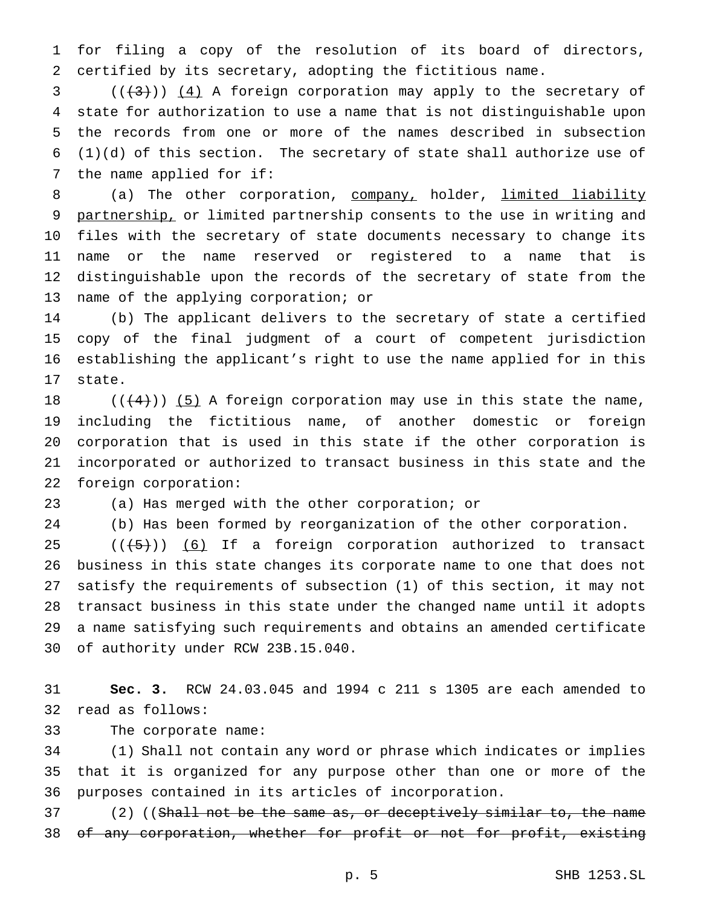for filing a copy of the resolution of its board of directors, certified by its secretary, adopting the fictitious name.

((~~(3)~~)) <u>(4)</u> A foreign corporation may apply to the secretary of state for authorization to use a name that is not distinguishable upon the records from one or more of the names described in subsection (1)(d) of this section. The secretary of state shall authorize use of the name applied for if:

(a) The other corporation, <u>company,</u> holder, <u>limited liability partnership,</u> or limited partnership consents to the use in writing and files with the secretary of state documents necessary to change its name or the name reserved or registered to a name that is distinguishable upon the records of the secretary of state from the name of the applying corporation; or

(b) The applicant delivers to the secretary of state a certified copy of the final judgment of a court of competent jurisdiction establishing the applicant's right to use the name applied for in this state.

((~~(4)~~)) <u>(5)</u> A foreign corporation may use in this state the name, including the fictitious name, of another domestic or foreign corporation that is used in this state if the other corporation is incorporated or authorized to transact business in this state and the foreign corporation:

(a) Has merged with the other corporation; or

(b) Has been formed by reorganization of the other corporation.

((~~(5)~~)) <u>(6)</u> If a foreign corporation authorized to transact business in this state changes its corporate name to one that does not satisfy the requirements of subsection (1) of this section, it may not transact business in this state under the changed name until it adopts a name satisfying such requirements and obtains an amended certificate of authority under RCW 23B.15.040.

**Sec. 3.** RCW 24.03.045 and 1994 c 211 s 1305 are each amended to read as follows:

The corporate name:

(1) Shall not contain any word or phrase which indicates or implies that it is organized for any purpose other than one or more of the purposes contained in its articles of incorporation.

(2) ((~~Shall not be the same as, or deceptively similar to, the name of any corporation, whether for profit or not for profit, existing~~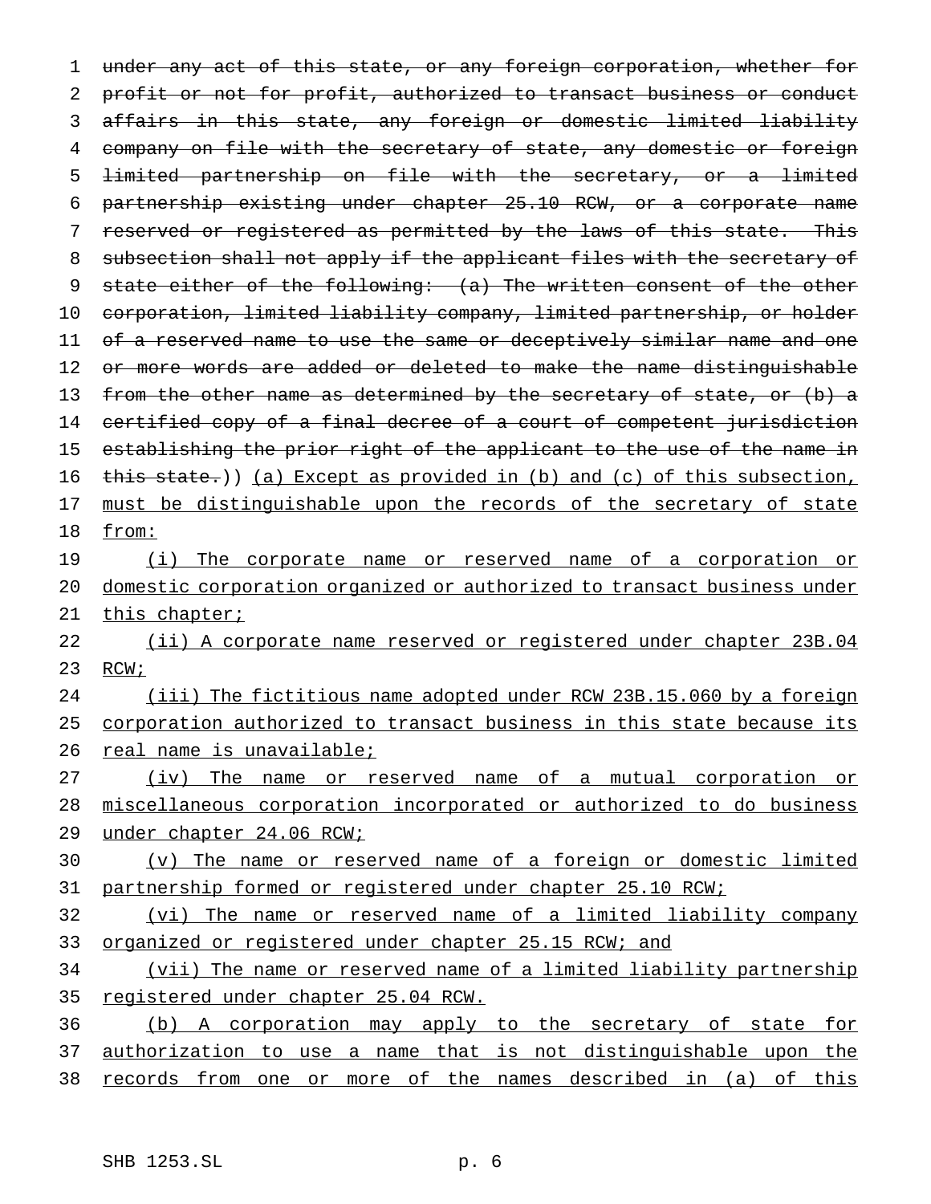~~under any act of this state, or any foreign corporation, whether for profit or not for profit, authorized to transact business or conduct affairs in this state, any foreign or domestic limited liability company on file with the secretary of state, any domestic or foreign limited partnership on file with the secretary, or a limited partnership existing under chapter 25.10 RCW, or a corporate name reserved or registered as permitted by the laws of this state. This subsection shall not apply if the applicant files with the secretary of state either of the following: (a) The written consent of the other corporation, limited liability company, limited partnership, or holder of a reserved name to use the same or deceptively similar name and one or more words are added or deleted to make the name distinguishable from the other name as determined by the secretary of state, or (b) a certified copy of a final decree of a court of competent jurisdiction establishing the prior right of the applicant to the use of the name in this state.~~)) <u>(a) Except as provided in (b) and (c) of this subsection, must be distinguishable upon the records of the secretary of state from:</u>

<u>(i) The corporate name or reserved name of a corporation or domestic corporation organized or authorized to transact business under this chapter;</u>

<u>(ii) A corporate name reserved or registered under chapter 23B.04 RCW;</u>

<u>(iii) The fictitious name adopted under RCW 23B.15.060 by a foreign corporation authorized to transact business in this state because its real name is unavailable;</u>

<u>(iv) The name or reserved name of a mutual corporation or miscellaneous corporation incorporated or authorized to do business under chapter 24.06 RCW;</u>

<u>(v) The name or reserved name of a foreign or domestic limited partnership formed or registered under chapter 25.10 RCW;</u>

<u>(vi) The name or reserved name of a limited liability company organized or registered under chapter 25.15 RCW; and</u>

<u>(vii) The name or reserved name of a limited liability partnership registered under chapter 25.04 RCW.</u>

<u>(b) A corporation may apply to the secretary of state for authorization to use a name that is not distinguishable upon the records from one or more of the names described in (a) of this</u>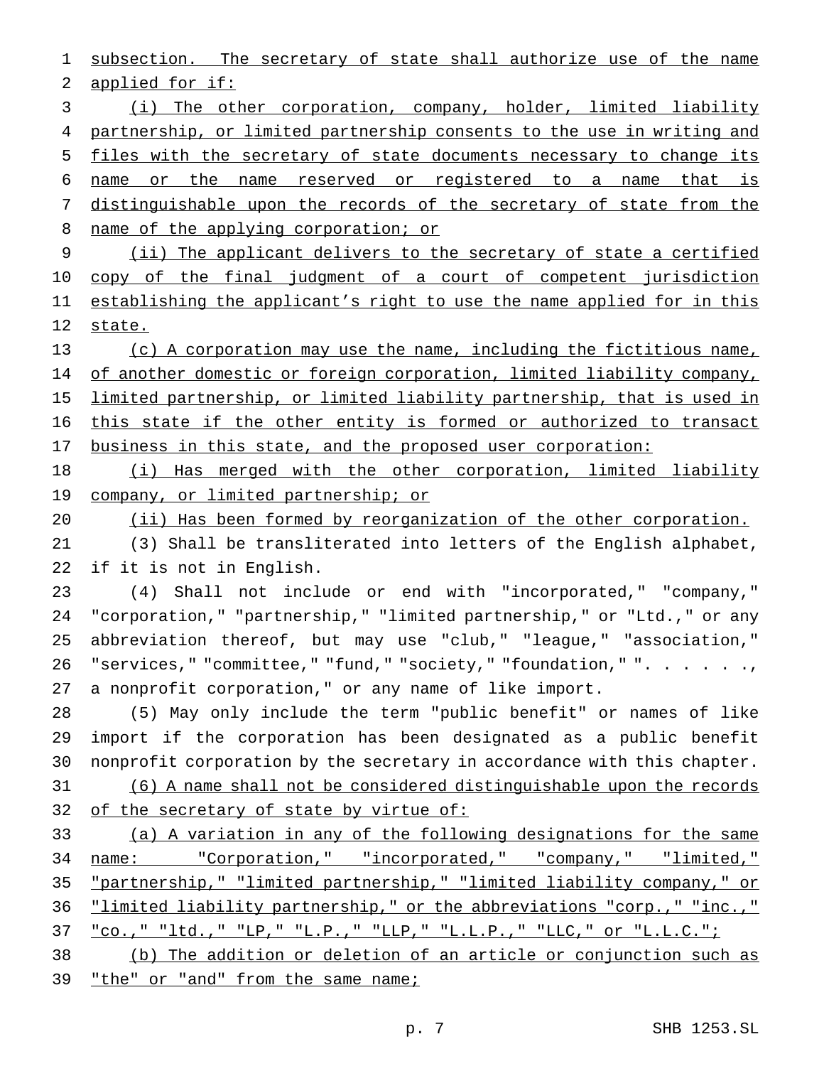subsection. The secretary of state shall authorize use of the name applied for if:

(i) The other corporation, company, holder, limited liability partnership, or limited partnership consents to the use in writing and files with the secretary of state documents necessary to change its name or the name reserved or registered to a name that is distinguishable upon the records of the secretary of state from the name of the applying corporation; or

(ii) The applicant delivers to the secretary of state a certified copy of the final judgment of a court of competent jurisdiction establishing the applicant's right to use the name applied for in this state.

(c) A corporation may use the name, including the fictitious name, of another domestic or foreign corporation, limited liability company, limited partnership, or limited liability partnership, that is used in this state if the other entity is formed or authorized to transact business in this state, and the proposed user corporation:

(i) Has merged with the other corporation, limited liability company, or limited partnership; or

(ii) Has been formed by reorganization of the other corporation.

(3) Shall be transliterated into letters of the English alphabet, if it is not in English.

(4) Shall not include or end with "incorporated," "company," "corporation," "partnership," "limited partnership," or "Ltd.," or any abbreviation thereof, but may use "club," "league," "association," "services," "committee," "fund," "society," "foundation," ". . . . . ., a nonprofit corporation," or any name of like import.

(5) May only include the term "public benefit" or names of like import if the corporation has been designated as a public benefit nonprofit corporation by the secretary in accordance with this chapter.

(6) A name shall not be considered distinguishable upon the records of the secretary of state by virtue of:

(a) A variation in any of the following designations for the same name: "Corporation," "incorporated," "company," "limited," "partnership," "limited partnership," "limited liability company," or "limited liability partnership," or the abbreviations "corp.," "inc.," "co.," "ltd.," "LP," "L.P.," "LLP," "L.L.P.," "LLC," or "L.L.C.";

(b) The addition or deletion of an article or conjunction such as "the" or "and" from the same name;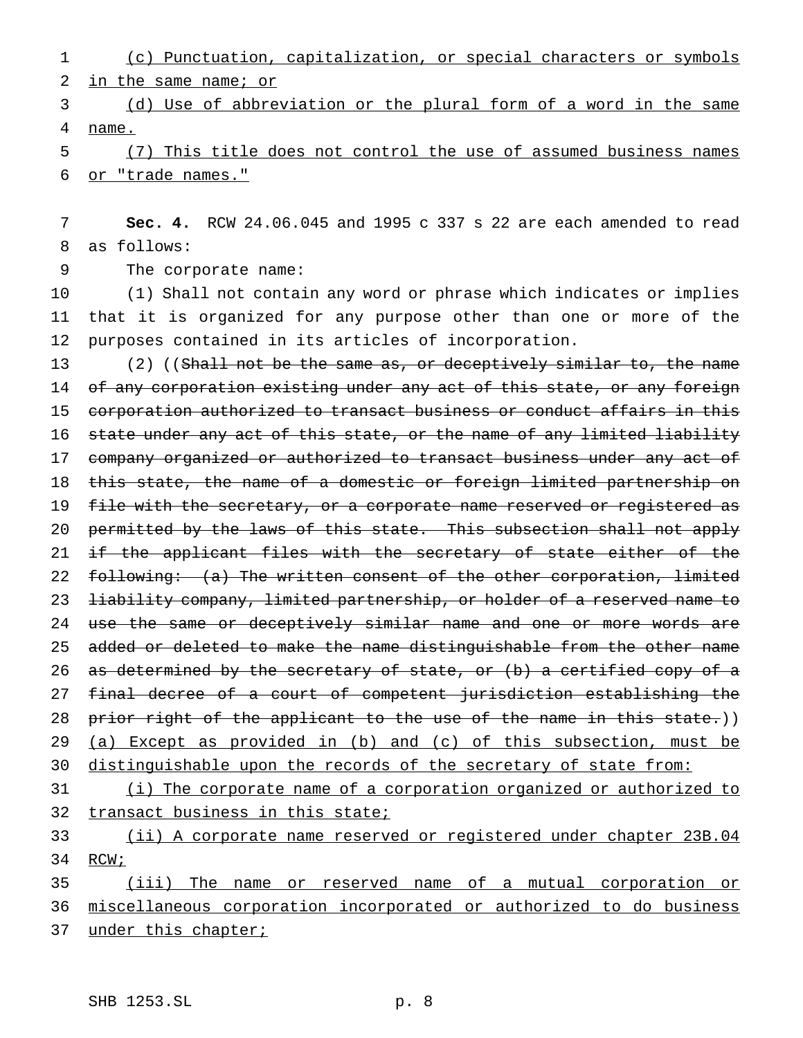(c) Punctuation, capitalization, or special characters or symbols in the same name; or

(d) Use of abbreviation or the plural form of a word in the same name.

(7) This title does not control the use of assumed business names or "trade names."

**Sec. 4.** RCW 24.06.045 and 1995 c 337 s 22 are each amended to read as follows:

The corporate name:

(1) Shall not contain any word or phrase which indicates or implies that it is organized for any purpose other than one or more of the purposes contained in its articles of incorporation.

(2) ((~~Shall not be the same as, or deceptively similar to, the name of any corporation existing under any act of this state, or any foreign corporation authorized to transact business or conduct affairs in this state under any act of this state, or the name of any limited liability company organized or authorized to transact business under any act of this state, the name of a domestic or foreign limited partnership on file with the secretary, or a corporate name reserved or registered as permitted by the laws of this state. This subsection shall not apply if the applicant files with the secretary of state either of the following: (a) The written consent of the other corporation, limited liability company, limited partnership, or holder of a reserved name to use the same or deceptively similar name and one or more words are added or deleted to make the name distinguishable from the other name as determined by the secretary of state, or (b) a certified copy of a final decree of a court of competent jurisdiction establishing the prior right of the applicant to the use of the name in this state.~~)) (a) Except as provided in (b) and (c) of this subsection, must be distinguishable upon the records of the secretary of state from:

(i) The corporate name of a corporation organized or authorized to transact business in this state;

(ii) A corporate name reserved or registered under chapter 23B.04 RCW;

(iii) The name or reserved name of a mutual corporation or miscellaneous corporation incorporated or authorized to do business under this chapter;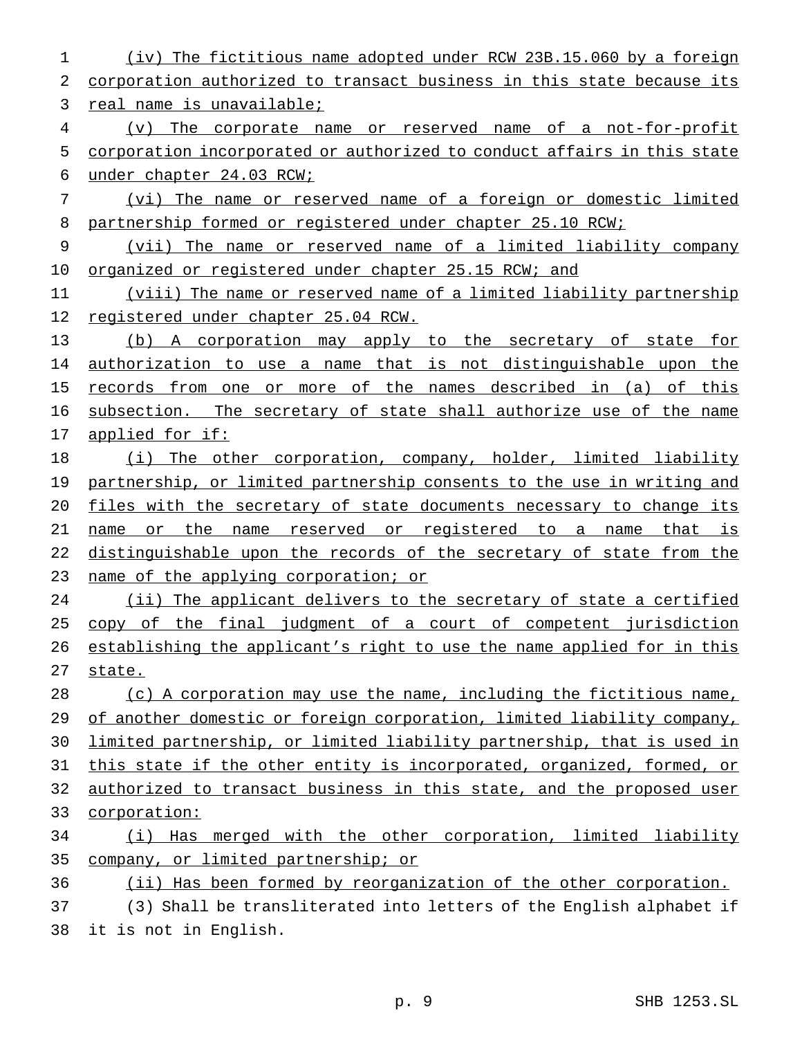(iv) The fictitious name adopted under RCW 23B.15.060 by a foreign corporation authorized to transact business in this state because its real name is unavailable;

(v) The corporate name or reserved name of a not-for-profit corporation incorporated or authorized to conduct affairs in this state under chapter 24.03 RCW;

(vi) The name or reserved name of a foreign or domestic limited partnership formed or registered under chapter 25.10 RCW;

(vii) The name or reserved name of a limited liability company organized or registered under chapter 25.15 RCW; and

(viii) The name or reserved name of a limited liability partnership registered under chapter 25.04 RCW.

(b) A corporation may apply to the secretary of state for authorization to use a name that is not distinguishable upon the records from one or more of the names described in (a) of this subsection. The secretary of state shall authorize use of the name applied for if:

(i) The other corporation, company, holder, limited liability partnership, or limited partnership consents to the use in writing and files with the secretary of state documents necessary to change its name or the name reserved or registered to a name that is distinguishable upon the records of the secretary of state from the name of the applying corporation; or

(ii) The applicant delivers to the secretary of state a certified copy of the final judgment of a court of competent jurisdiction establishing the applicant's right to use the name applied for in this state.

(c) A corporation may use the name, including the fictitious name, of another domestic or foreign corporation, limited liability company, limited partnership, or limited liability partnership, that is used in this state if the other entity is incorporated, organized, formed, or authorized to transact business in this state, and the proposed user corporation:

(i) Has merged with the other corporation, limited liability company, or limited partnership; or

(ii) Has been formed by reorganization of the other corporation.

(3) Shall be transliterated into letters of the English alphabet if it is not in English.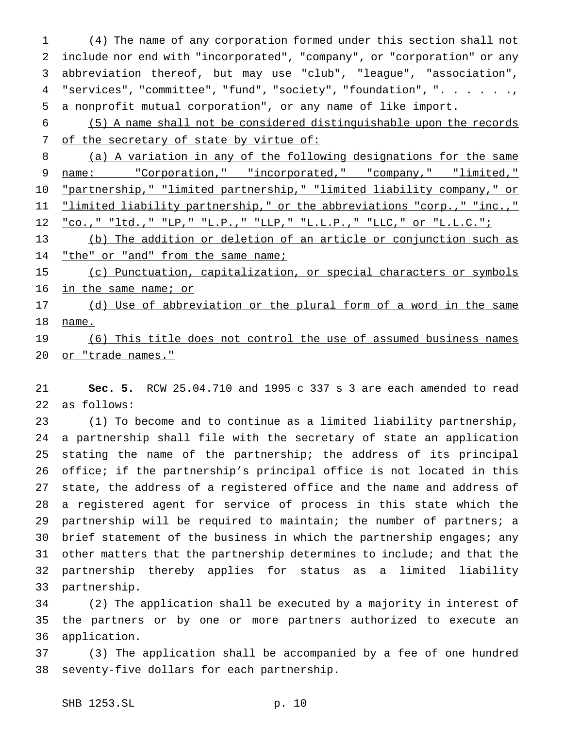(4) The name of any corporation formed under this section shall not include nor end with "incorporated", "company", or "corporation" or any abbreviation thereof, but may use "club", "league", "association", "services", "committee", "fund", "society", "foundation", ". . . . . ., a nonprofit mutual corporation", or any name of like import.

<u>(5) A name shall not be considered distinguishable upon the records of the secretary of state by virtue of:</u>

<u>(a) A variation in any of the following designations for the same name: "Corporation," "incorporated," "company," "limited," "partnership," "limited partnership," "limited liability company," or "limited liability partnership," or the abbreviations "corp.," "inc.," "co.," "ltd.," "LP," "L.P.," "LLP," "L.L.P.," "LLC," or "L.L.C.";</u>

<u>(b) The addition or deletion of an article or conjunction such as "the" or "and" from the same name;</u>

<u>(c) Punctuation, capitalization, or special characters or symbols in the same name; or</u>

<u>(d) Use of abbreviation or the plural form of a word in the same name.</u>

<u>(6) This title does not control the use of assumed business names or "trade names."</u>

**Sec. 5.** RCW 25.04.710 and 1995 c 337 s 3 are each amended to read as follows:

(1) To become and to continue as a limited liability partnership, a partnership shall file with the secretary of state an application stating the name of the partnership; the address of its principal office; if the partnership's principal office is not located in this state, the address of a registered office and the name and address of a registered agent for service of process in this state which the partnership will be required to maintain; the number of partners; a brief statement of the business in which the partnership engages; any other matters that the partnership determines to include; and that the partnership thereby applies for status as a limited liability partnership.

(2) The application shall be executed by a majority in interest of the partners or by one or more partners authorized to execute an application.

(3) The application shall be accompanied by a fee of one hundred seventy-five dollars for each partnership.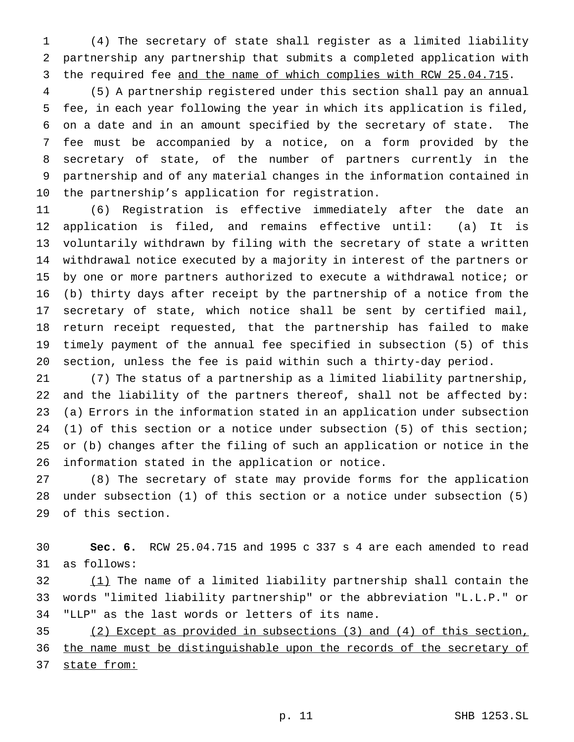(4) The secretary of state shall register as a limited liability partnership any partnership that submits a completed application with the required fee <u>and the name of which complies with RCW 25.04.715</u>.

(5) A partnership registered under this section shall pay an annual fee, in each year following the year in which its application is filed, on a date and in an amount specified by the secretary of state. The fee must be accompanied by a notice, on a form provided by the secretary of state, of the number of partners currently in the partnership and of any material changes in the information contained in the partnership's application for registration.

(6) Registration is effective immediately after the date an application is filed, and remains effective until: (a) It is voluntarily withdrawn by filing with the secretary of state a written withdrawal notice executed by a majority in interest of the partners or by one or more partners authorized to execute a withdrawal notice; or (b) thirty days after receipt by the partnership of a notice from the secretary of state, which notice shall be sent by certified mail, return receipt requested, that the partnership has failed to make timely payment of the annual fee specified in subsection (5) of this section, unless the fee is paid within such a thirty-day period.

(7) The status of a partnership as a limited liability partnership, and the liability of the partners thereof, shall not be affected by: (a) Errors in the information stated in an application under subsection (1) of this section or a notice under subsection (5) of this section; or (b) changes after the filing of such an application or notice in the information stated in the application or notice.

(8) The secretary of state may provide forms for the application under subsection (1) of this section or a notice under subsection (5) of this section.

**Sec. 6.** RCW 25.04.715 and 1995 c 337 s 4 are each amended to read as follows:

<u>(1)</u> The name of a limited liability partnership shall contain the words "limited liability partnership" or the abbreviation "L.L.P." or "LLP" as the last words or letters of its name.

<u>(2) Except as provided in subsections (3) and (4) of this section, the name must be distinguishable upon the records of the secretary of state from:</u>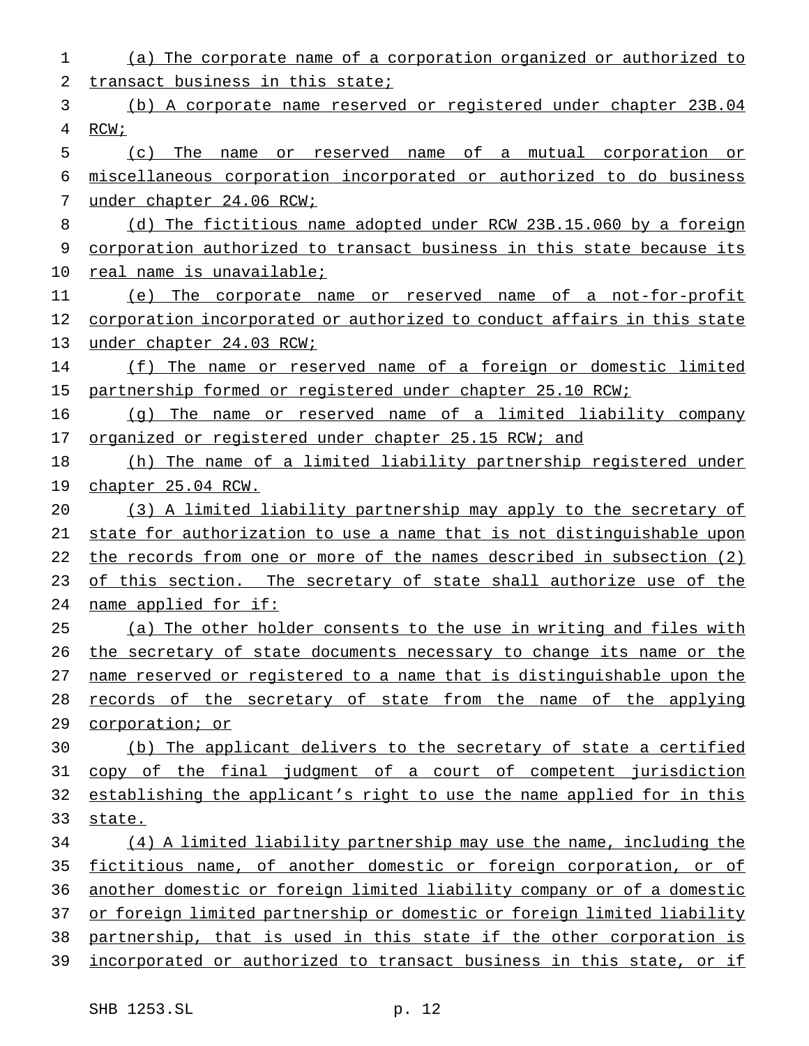(a) The corporate name of a corporation organized or authorized to transact business in this state;

(b) A corporate name reserved or registered under chapter 23B.04 RCW;

(c) The name or reserved name of a mutual corporation or miscellaneous corporation incorporated or authorized to do business under chapter 24.06 RCW;

(d) The fictitious name adopted under RCW 23B.15.060 by a foreign corporation authorized to transact business in this state because its real name is unavailable;

(e) The corporate name or reserved name of a not-for-profit corporation incorporated or authorized to conduct affairs in this state under chapter 24.03 RCW;

(f) The name or reserved name of a foreign or domestic limited partnership formed or registered under chapter 25.10 RCW;

(g) The name or reserved name of a limited liability company organized or registered under chapter 25.15 RCW; and

(h) The name of a limited liability partnership registered under chapter 25.04 RCW.

(3) A limited liability partnership may apply to the secretary of state for authorization to use a name that is not distinguishable upon the records from one or more of the names described in subsection (2) of this section. The secretary of state shall authorize use of the name applied for if:

(a) The other holder consents to the use in writing and files with the secretary of state documents necessary to change its name or the name reserved or registered to a name that is distinguishable upon the records of the secretary of state from the name of the applying corporation; or

(b) The applicant delivers to the secretary of state a certified copy of the final judgment of a court of competent jurisdiction establishing the applicant's right to use the name applied for in this state.

(4) A limited liability partnership may use the name, including the fictitious name, of another domestic or foreign corporation, or of another domestic or foreign limited liability company or of a domestic or foreign limited partnership or domestic or foreign limited liability partnership, that is used in this state if the other corporation is incorporated or authorized to transact business in this state, or if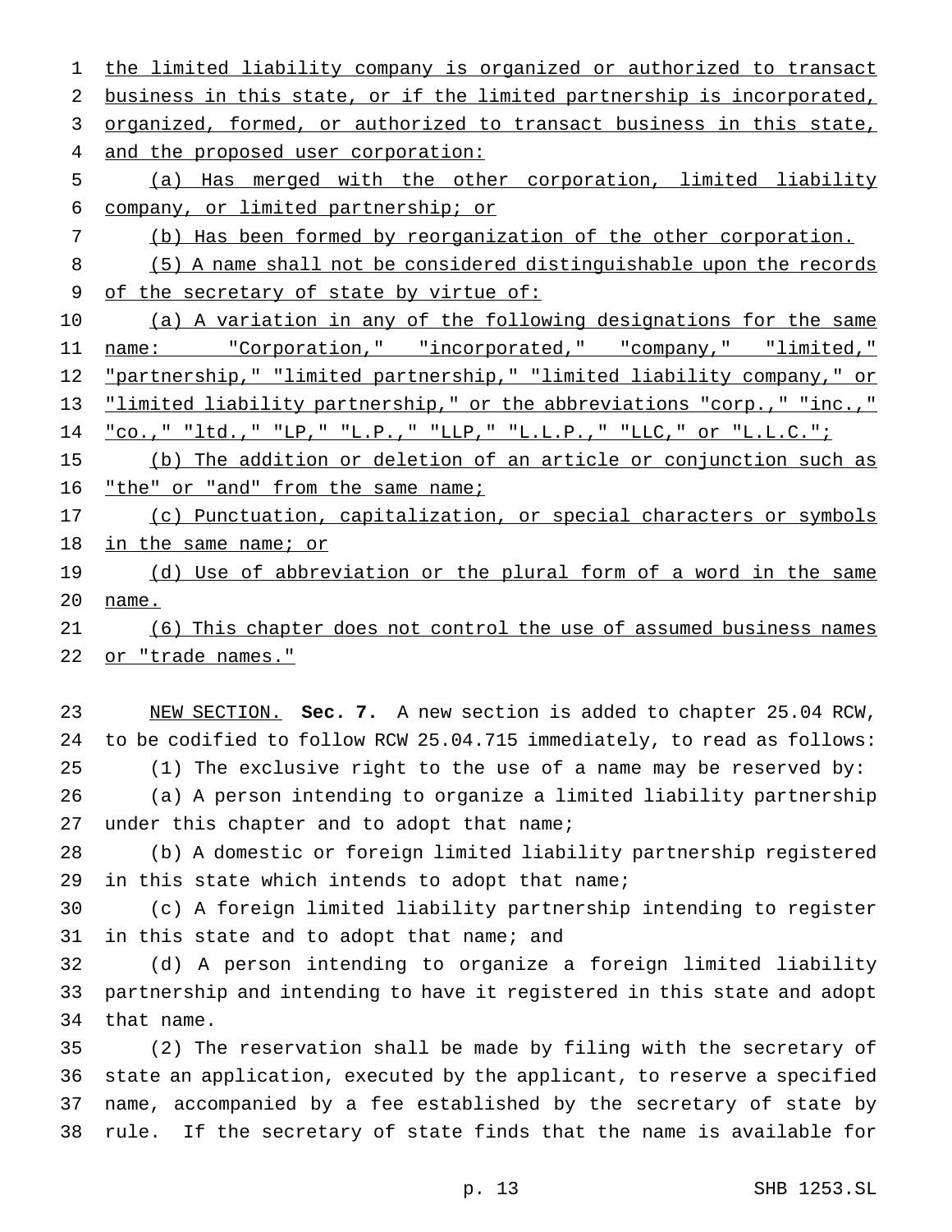the limited liability company is organized or authorized to transact business in this state, or if the limited partnership is incorporated, organized, formed, or authorized to transact business in this state, and the proposed user corporation:

(a) Has merged with the other corporation, limited liability company, or limited partnership; or

(b) Has been formed by reorganization of the other corporation.

(5) A name shall not be considered distinguishable upon the records of the secretary of state by virtue of:

(a) A variation in any of the following designations for the same name: "Corporation," "incorporated," "company," "limited," "partnership," "limited partnership," "limited liability company," or "limited liability partnership," or the abbreviations "corp.," "inc.," "co.," "ltd.," "LP," "L.P.," "LLP," "L.L.P.," "LLC," or "L.L.C.";

(b) The addition or deletion of an article or conjunction such as "the" or "and" from the same name;

(c) Punctuation, capitalization, or special characters or symbols in the same name; or

(d) Use of abbreviation or the plural form of a word in the same name.

(6) This chapter does not control the use of assumed business names or "trade names."

NEW SECTION. **Sec. 7.** A new section is added to chapter 25.04 RCW, to be codified to follow RCW 25.04.715 immediately, to read as follows:

(1) The exclusive right to the use of a name may be reserved by:

(a) A person intending to organize a limited liability partnership under this chapter and to adopt that name;

(b) A domestic or foreign limited liability partnership registered in this state which intends to adopt that name;

(c) A foreign limited liability partnership intending to register in this state and to adopt that name; and

(d) A person intending to organize a foreign limited liability partnership and intending to have it registered in this state and adopt that name.

(2) The reservation shall be made by filing with the secretary of state an application, executed by the applicant, to reserve a specified name, accompanied by a fee established by the secretary of state by rule. If the secretary of state finds that the name is available for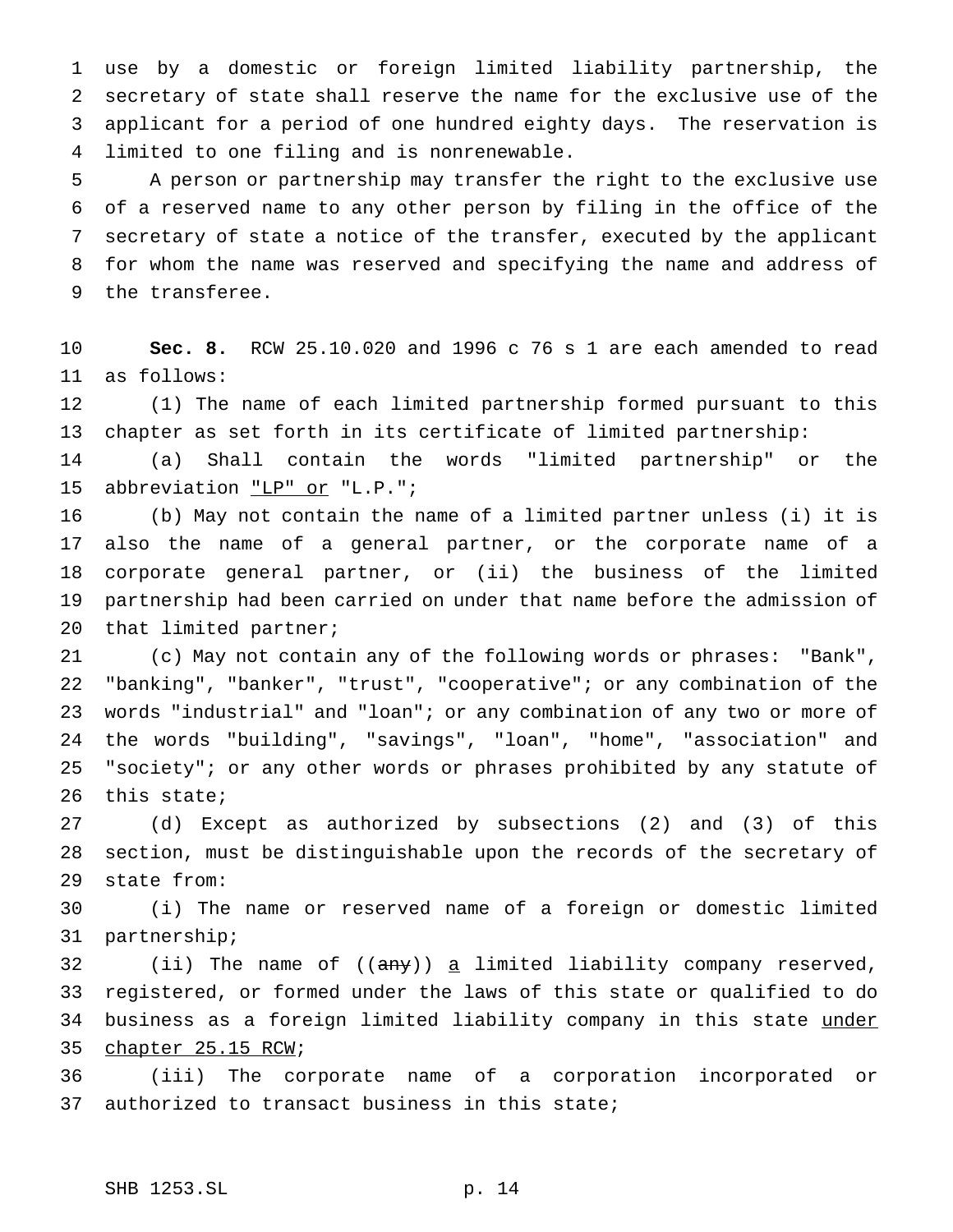use by a domestic or foreign limited liability partnership, the secretary of state shall reserve the name for the exclusive use of the applicant for a period of one hundred eighty days. The reservation is limited to one filing and is nonrenewable.

A person or partnership may transfer the right to the exclusive use of a reserved name to any other person by filing in the office of the secretary of state a notice of the transfer, executed by the applicant for whom the name was reserved and specifying the name and address of the transferee.

**Sec. 8.** RCW 25.10.020 and 1996 c 76 s 1 are each amended to read as follows:

(1) The name of each limited partnership formed pursuant to this chapter as set forth in its certificate of limited partnership:

(a) Shall contain the words "limited partnership" or the abbreviation "LP" or "L.P.";

(b) May not contain the name of a limited partner unless (i) it is also the name of a general partner, or the corporate name of a corporate general partner, or (ii) the business of the limited partnership had been carried on under that name before the admission of that limited partner;

(c) May not contain any of the following words or phrases: "Bank", "banking", "banker", "trust", "cooperative"; or any combination of the words "industrial" and "loan"; or any combination of any two or more of the words "building", "savings", "loan", "home", "association" and "society"; or any other words or phrases prohibited by any statute of this state;

(d) Except as authorized by subsections (2) and (3) of this section, must be distinguishable upon the records of the secretary of state from:

(i) The name or reserved name of a foreign or domestic limited partnership;

(ii) The name of ((~~any~~)) a limited liability company reserved, registered, or formed under the laws of this state or qualified to do business as a foreign limited liability company in this state under chapter 25.15 RCW;

(iii) The corporate name of a corporation incorporated or authorized to transact business in this state;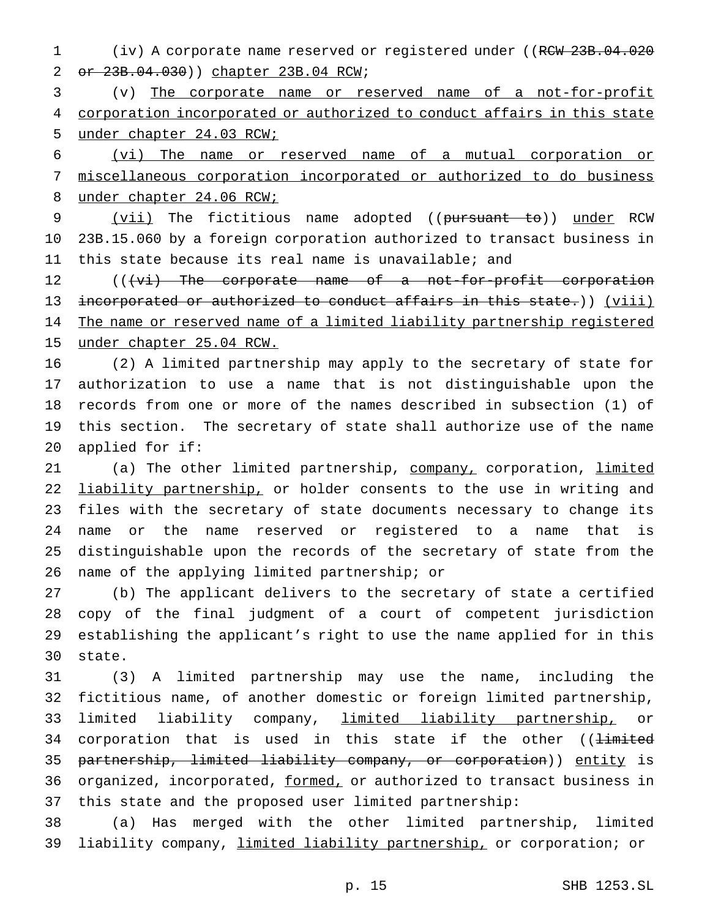(iv) A corporate name reserved or registered under ((RCW 23B.04.020 or 23B.04.030)) chapter 23B.04 RCW;

(v) The corporate name or reserved name of a not-for-profit corporation incorporated or authorized to conduct affairs in this state under chapter 24.03 RCW;

(vi) The name or reserved name of a mutual corporation or miscellaneous corporation incorporated or authorized to do business under chapter 24.06 RCW;

(vii) The fictitious name adopted ((pursuant to)) under RCW 23B.15.060 by a foreign corporation authorized to transact business in this state because its real name is unavailable; and

(((vi) The corporate name of a not-for-profit corporation incorporated or authorized to conduct affairs in this state.)) (viii) The name or reserved name of a limited liability partnership registered under chapter 25.04 RCW.

(2) A limited partnership may apply to the secretary of state for authorization to use a name that is not distinguishable upon the records from one or more of the names described in subsection (1) of this section. The secretary of state shall authorize use of the name applied for if:

(a) The other limited partnership, company, corporation, limited liability partnership, or holder consents to the use in writing and files with the secretary of state documents necessary to change its name or the name reserved or registered to a name that is distinguishable upon the records of the secretary of state from the name of the applying limited partnership; or

(b) The applicant delivers to the secretary of state a certified copy of the final judgment of a court of competent jurisdiction establishing the applicant's right to use the name applied for in this state.

(3) A limited partnership may use the name, including the fictitious name, of another domestic or foreign limited partnership, limited liability company, limited liability partnership, or corporation that is used in this state if the other ((limited partnership, limited liability company, or corporation)) entity is organized, incorporated, formed, or authorized to transact business in this state and the proposed user limited partnership:

(a) Has merged with the other limited partnership, limited liability company, limited liability partnership, or corporation; or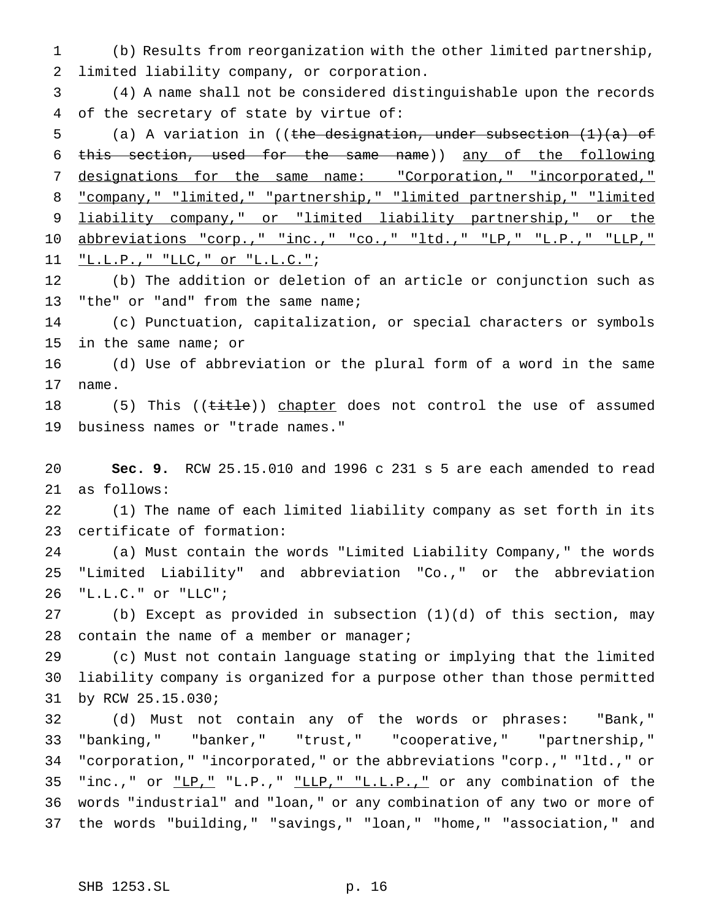(b) Results from reorganization with the other limited partnership, limited liability company, or corporation.

(4) A name shall not be considered distinguishable upon the records of the secretary of state by virtue of:

(a) A variation in ((~~the designation, under subsection (1)(a) of this section, used for the same name~~)) <u>any of the following designations for the same name: "Corporation," "incorporated," "company," "limited," "partnership," "limited partnership," "limited liability company," or "limited liability partnership," or the abbreviations "corp.," "inc.," "co.," "ltd.," "LP," "L.P.," "LLP," "L.L.P.," "LLC," or "L.L.C."</u>;

(b) The addition or deletion of an article or conjunction such as "the" or "and" from the same name;

(c) Punctuation, capitalization, or special characters or symbols in the same name; or

(d) Use of abbreviation or the plural form of a word in the same name.

(5) This ((~~title~~)) <u>chapter</u> does not control the use of assumed business names or "trade names."

**Sec. 9.** RCW 25.15.010 and 1996 c 231 s 5 are each amended to read as follows:

(1) The name of each limited liability company as set forth in its certificate of formation:

(a) Must contain the words "Limited Liability Company," the words "Limited Liability" and abbreviation "Co.," or the abbreviation "L.L.C." or "LLC";

(b) Except as provided in subsection (1)(d) of this section, may contain the name of a member or manager;

(c) Must not contain language stating or implying that the limited liability company is organized for a purpose other than those permitted by RCW 25.15.030;

(d) Must not contain any of the words or phrases: "Bank," "banking," "banker," "trust," "cooperative," "partnership," "corporation," "incorporated," or the abbreviations "corp.," "ltd.," or "inc.," or <u>"LP,"</u> "L.P.," <u>"LLP," "L.L.P.,"</u> or any combination of the words "industrial" and "loan," or any combination of any two or more of the words "building," "savings," "loan," "home," "association," and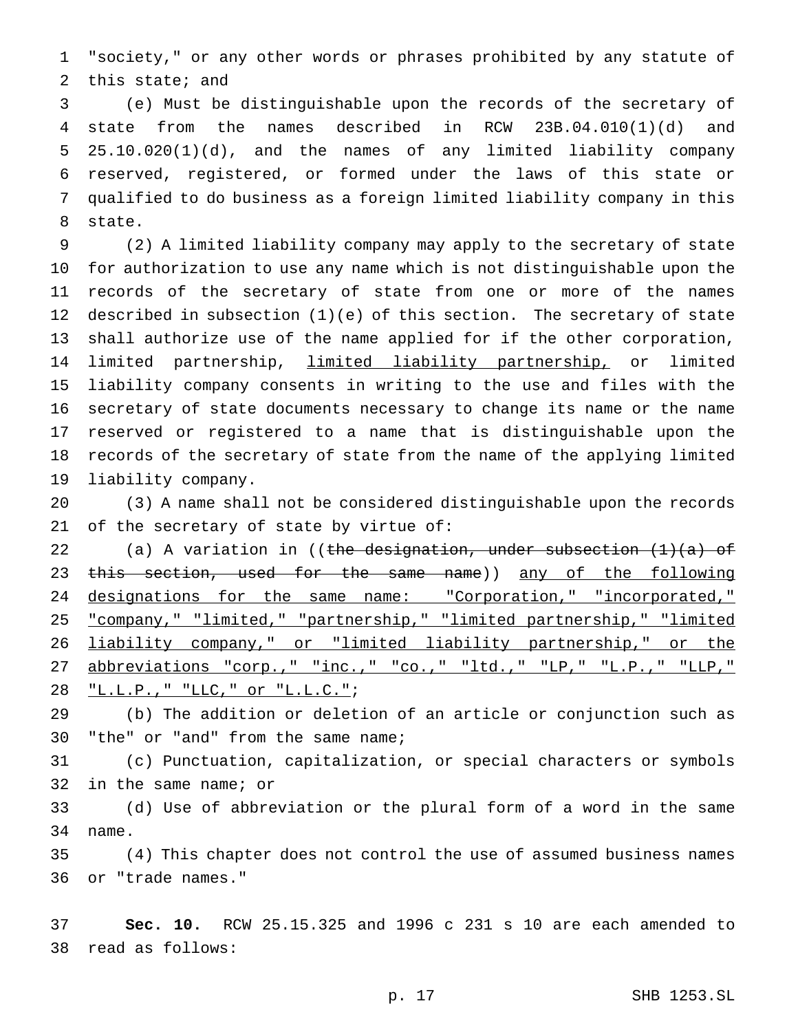"society," or any other words or phrases prohibited by any statute of this state; and

(e) Must be distinguishable upon the records of the secretary of state from the names described in RCW 23B.04.010(1)(d) and 25.10.020(1)(d), and the names of any limited liability company reserved, registered, or formed under the laws of this state or qualified to do business as a foreign limited liability company in this state.

(2) A limited liability company may apply to the secretary of state for authorization to use any name which is not distinguishable upon the records of the secretary of state from one or more of the names described in subsection (1)(e) of this section. The secretary of state shall authorize use of the name applied for if the other corporation, limited partnership, <u>limited liability partnership,</u> or limited liability company consents in writing to the use and files with the secretary of state documents necessary to change its name or the name reserved or registered to a name that is distinguishable upon the records of the secretary of state from the name of the applying limited liability company.

(3) A name shall not be considered distinguishable upon the records of the secretary of state by virtue of:

(a) A variation in ((~~the designation, under subsection (1)(a) of this section, used for the same name~~)) <u>any of the following designations for the same name: "Corporation," "incorporated," "company," "limited," "partnership," "limited partnership," "limited liability company," or "limited liability partnership," or the abbreviations "corp.," "inc.," "co.," "ltd.," "LP," "L.P.," "LLP," "L.L.P.," "LLC," or "L.L.C."</u>;

(b) The addition or deletion of an article or conjunction such as "the" or "and" from the same name;

(c) Punctuation, capitalization, or special characters or symbols in the same name; or

(d) Use of abbreviation or the plural form of a word in the same name.

(4) This chapter does not control the use of assumed business names or "trade names."

**Sec. 10.** RCW 25.15.325 and 1996 c 231 s 10 are each amended to read as follows: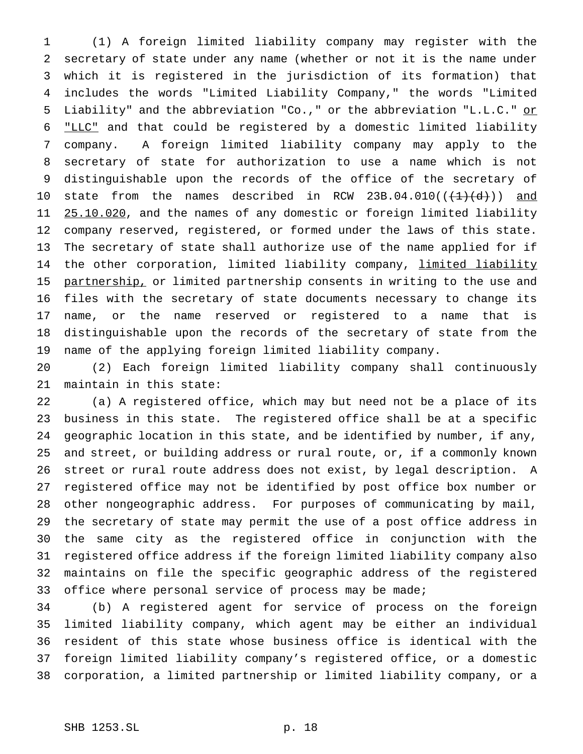(1) A foreign limited liability company may register with the secretary of state under any name (whether or not it is the name under which it is registered in the jurisdiction of its formation) that includes the words "Limited Liability Company," the words "Limited Liability" and the abbreviation "Co.," or the abbreviation "L.L.C." or "LLC" and that could be registered by a domestic limited liability company. A foreign limited liability company may apply to the secretary of state for authorization to use a name which is not distinguishable upon the records of the office of the secretary of state from the names described in RCW 23B.04.010(((1)(d))) and 25.10.020, and the names of any domestic or foreign limited liability company reserved, registered, or formed under the laws of this state. The secretary of state shall authorize use of the name applied for if the other corporation, limited liability company, limited liability partnership, or limited partnership consents in writing to the use and files with the secretary of state documents necessary to change its name, or the name reserved or registered to a name that is distinguishable upon the records of the secretary of state from the name of the applying foreign limited liability company.

(2) Each foreign limited liability company shall continuously maintain in this state:

(a) A registered office, which may but need not be a place of its business in this state. The registered office shall be at a specific geographic location in this state, and be identified by number, if any, and street, or building address or rural route, or, if a commonly known street or rural route address does not exist, by legal description. A registered office may not be identified by post office box number or other nongeographic address. For purposes of communicating by mail, the secretary of state may permit the use of a post office address in the same city as the registered office in conjunction with the registered office address if the foreign limited liability company also maintains on file the specific geographic address of the registered office where personal service of process may be made;

(b) A registered agent for service of process on the foreign limited liability company, which agent may be either an individual resident of this state whose business office is identical with the foreign limited liability company's registered office, or a domestic corporation, a limited partnership or limited liability company, or a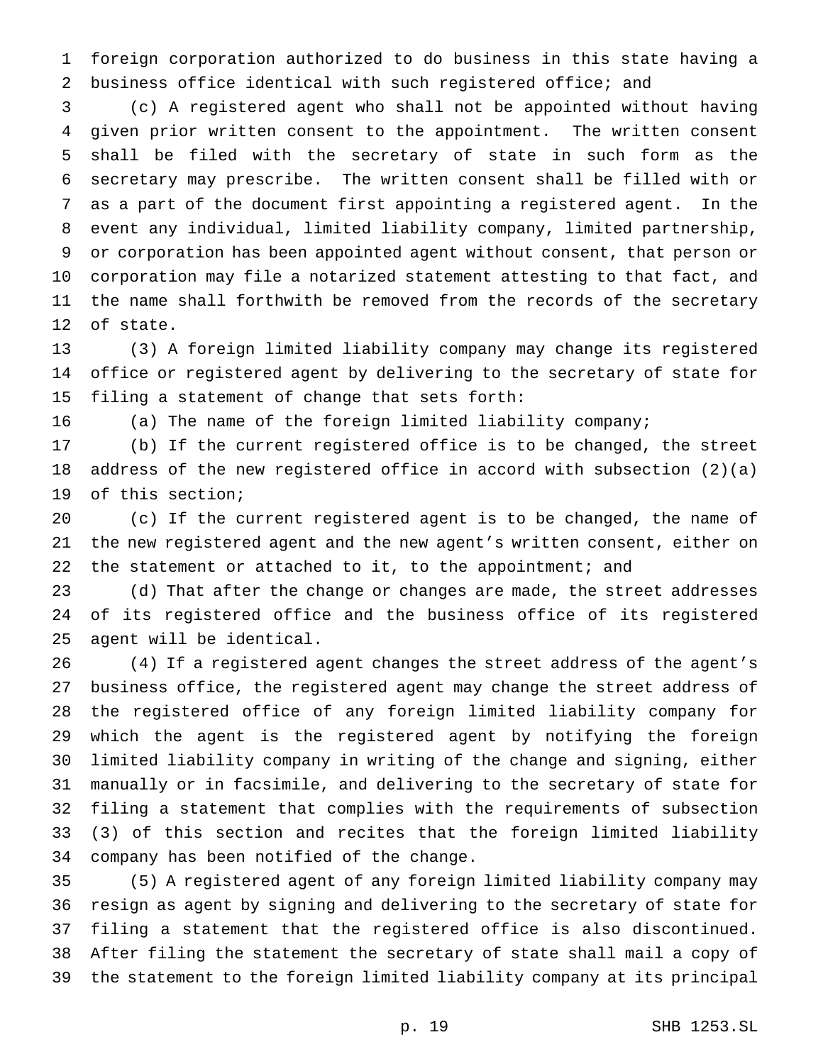foreign corporation authorized to do business in this state having a business office identical with such registered office; and

(c) A registered agent who shall not be appointed without having given prior written consent to the appointment. The written consent shall be filed with the secretary of state in such form as the secretary may prescribe. The written consent shall be filled with or as a part of the document first appointing a registered agent. In the event any individual, limited liability company, limited partnership, or corporation has been appointed agent without consent, that person or corporation may file a notarized statement attesting to that fact, and the name shall forthwith be removed from the records of the secretary of state.

(3) A foreign limited liability company may change its registered office or registered agent by delivering to the secretary of state for filing a statement of change that sets forth:

(a) The name of the foreign limited liability company;

(b) If the current registered office is to be changed, the street address of the new registered office in accord with subsection (2)(a) of this section;

(c) If the current registered agent is to be changed, the name of the new registered agent and the new agent's written consent, either on the statement or attached to it, to the appointment; and

(d) That after the change or changes are made, the street addresses of its registered office and the business office of its registered agent will be identical.

(4) If a registered agent changes the street address of the agent's business office, the registered agent may change the street address of the registered office of any foreign limited liability company for which the agent is the registered agent by notifying the foreign limited liability company in writing of the change and signing, either manually or in facsimile, and delivering to the secretary of state for filing a statement that complies with the requirements of subsection (3) of this section and recites that the foreign limited liability company has been notified of the change.

(5) A registered agent of any foreign limited liability company may resign as agent by signing and delivering to the secretary of state for filing a statement that the registered office is also discontinued. After filing the statement the secretary of state shall mail a copy of the statement to the foreign limited liability company at its principal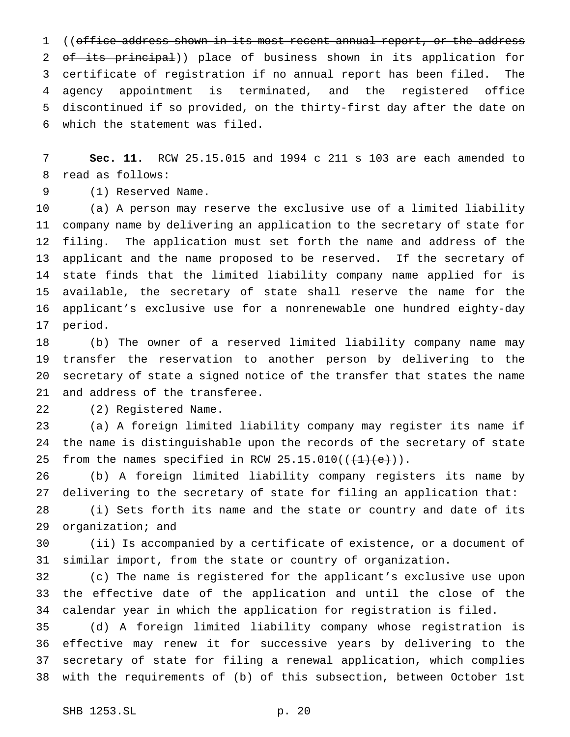((~~office address shown in its most recent annual report, or the address of its principal~~)) place of business shown in its application for certificate of registration if no annual report has been filed. The agency appointment is terminated, and the registered office discontinued if so provided, on the thirty-first day after the date on which the statement was filed.

**Sec. 11.** RCW 25.15.015 and 1994 c 211 s 103 are each amended to read as follows:

(1) Reserved Name.

(a) A person may reserve the exclusive use of a limited liability company name by delivering an application to the secretary of state for filing. The application must set forth the name and address of the applicant and the name proposed to be reserved. If the secretary of state finds that the limited liability company name applied for is available, the secretary of state shall reserve the name for the applicant's exclusive use for a nonrenewable one hundred eighty-day period.

(b) The owner of a reserved limited liability company name may transfer the reservation to another person by delivering to the secretary of state a signed notice of the transfer that states the name and address of the transferee.

(2) Registered Name.

(a) A foreign limited liability company may register its name if the name is distinguishable upon the records of the secretary of state from the names specified in RCW 25.15.010((~~(1)(e)~~)).

(b) A foreign limited liability company registers its name by delivering to the secretary of state for filing an application that:

(i) Sets forth its name and the state or country and date of its organization; and

(ii) Is accompanied by a certificate of existence, or a document of similar import, from the state or country of organization.

(c) The name is registered for the applicant's exclusive use upon the effective date of the application and until the close of the calendar year in which the application for registration is filed.

(d) A foreign limited liability company whose registration is effective may renew it for successive years by delivering to the secretary of state for filing a renewal application, which complies with the requirements of (b) of this subsection, between October 1st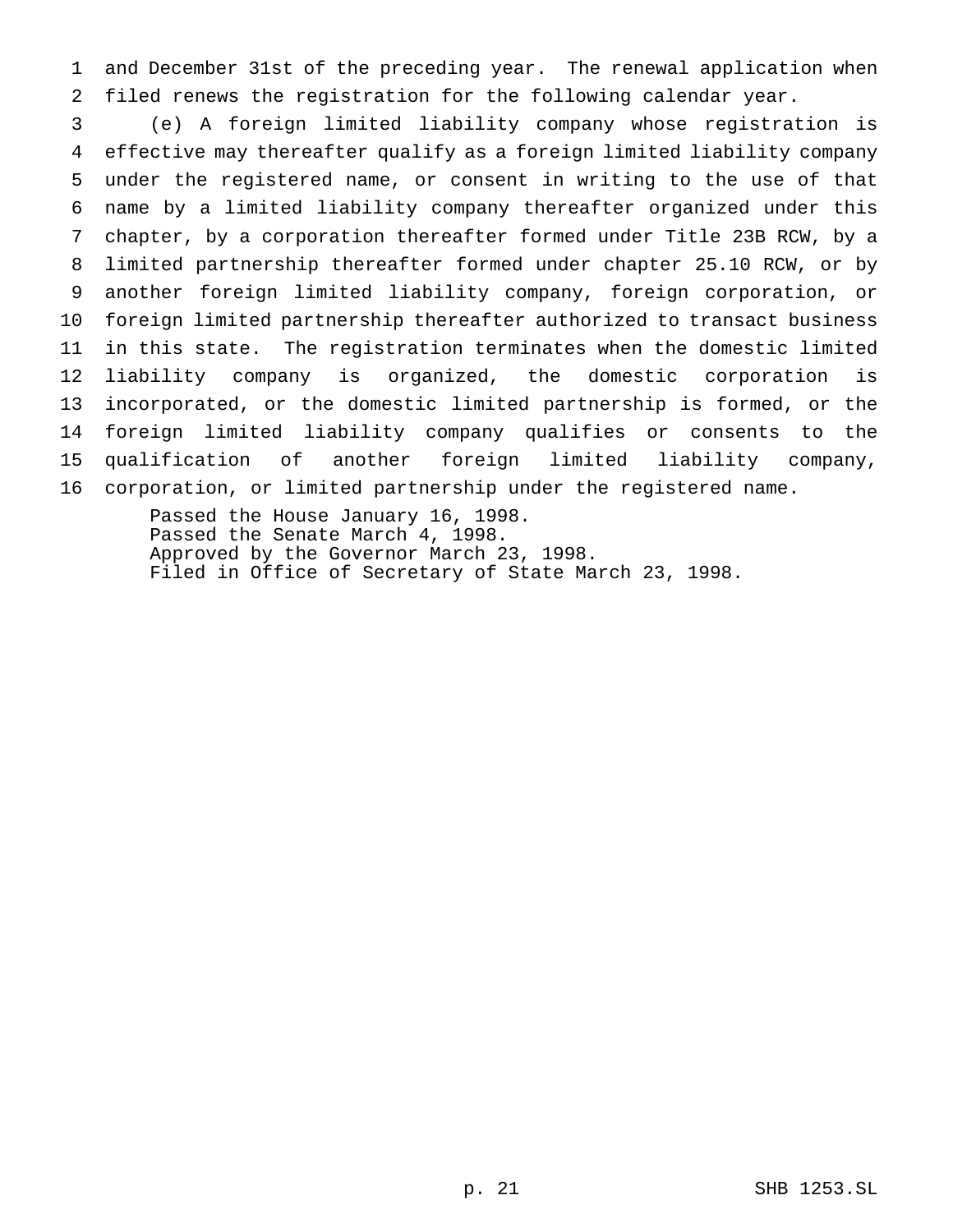and December 31st of the preceding year. The renewal application when filed renews the registration for the following calendar year.

(e) A foreign limited liability company whose registration is effective may thereafter qualify as a foreign limited liability company under the registered name, or consent in writing to the use of that name by a limited liability company thereafter organized under this chapter, by a corporation thereafter formed under Title 23B RCW, by a limited partnership thereafter formed under chapter 25.10 RCW, or by another foreign limited liability company, foreign corporation, or foreign limited partnership thereafter authorized to transact business in this state. The registration terminates when the domestic limited liability company is organized, the domestic corporation is incorporated, or the domestic limited partnership is formed, or the foreign limited liability company qualifies or consents to the qualification of another foreign limited liability company, corporation, or limited partnership under the registered name.

Passed the House January 16, 1998.
Passed the Senate March 4, 1998.
Approved by the Governor March 23, 1998.
Filed in Office of Secretary of State March 23, 1998.